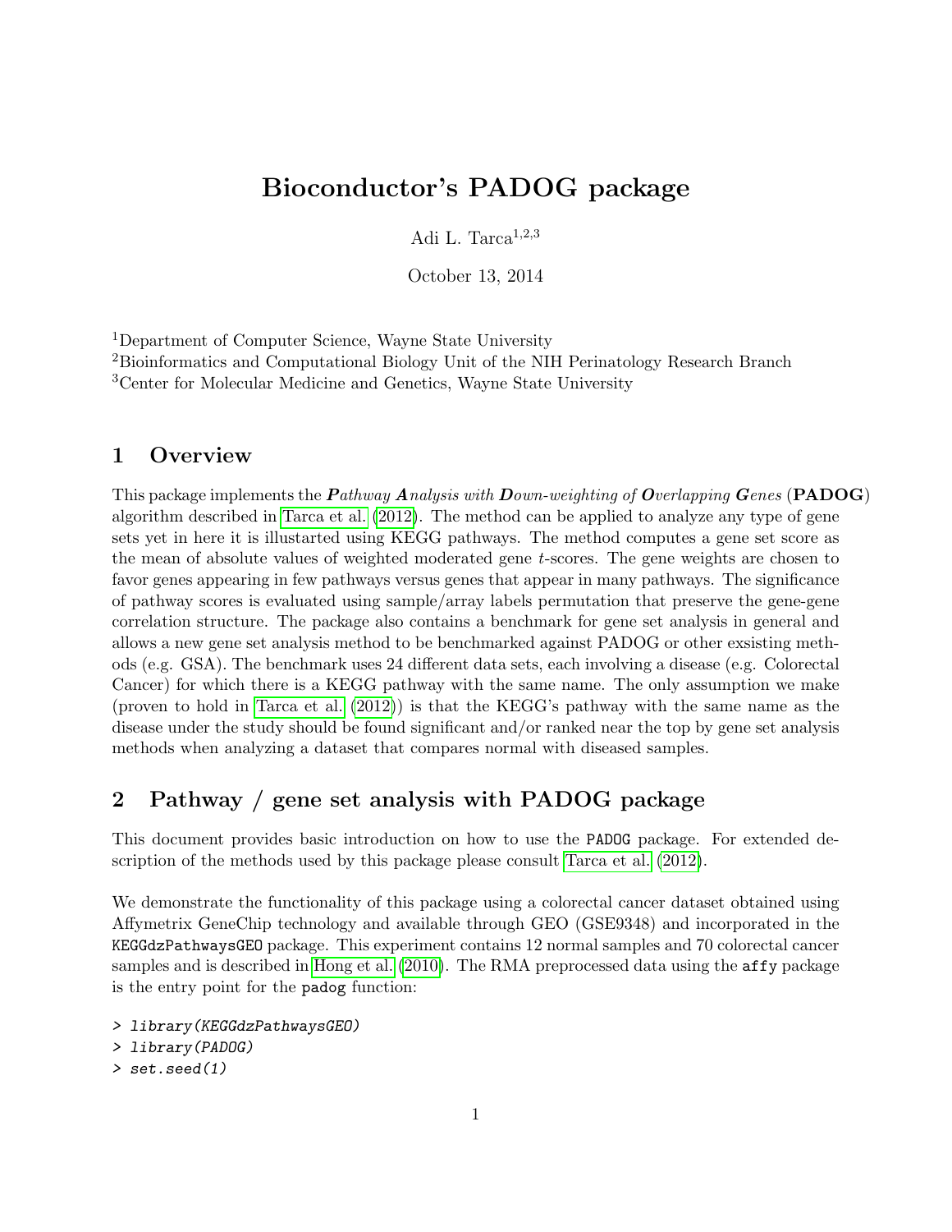# Bioconductor's PADOG package

Adi L. Tarca[1,2,3]

October 13, 2014

[1]Department of Computer Science, Wayne State University
[2]Bioinformatics and Computational Biology Unit of the NIH Perinatology Research Branch
[3]Center for Molecular Medicine and Genetics, Wayne State University

## 1 Overview

This package implements the ***P**athway **A**nalysis with **D**own-weighting of **O**verlapping **G**enes* (**PADOG**) algorithm described in Tarca et al. (2012). The method can be applied to analyze any type of gene sets yet in here it is illustarted using KEGG pathways. The method computes a gene set score as the mean of absolute values of weighted moderated gene $t$-scores. The gene weights are chosen to favor genes appearing in few pathways versus genes that appear in many pathways. The significance of pathway scores is evaluated using sample/array labels permutation that preserve the gene-gene correlation structure. The package also contains a benchmark for gene set analysis in general and allows a new gene set analysis method to be benchmarked against PADOG or other exsisting methods (e.g. GSA). The benchmark uses 24 different data sets, each involving a disease (e.g. Colorectal Cancer) for which there is a KEGG pathway with the same name. The only assumption we make (proven to hold in Tarca et al. (2012)) is that the KEGG's pathway with the same name as the disease under the study should be found significant and/or ranked near the top by gene set analysis methods when analyzing a dataset that compares normal with diseased samples.

## 2 Pathway / gene set analysis with PADOG package

This document provides basic introduction on how to use the `PADOG` package. For extended description of the methods used by this package please consult Tarca et al. (2012).

We demonstrate the functionality of this package using a colorectal cancer dataset obtained using Affymetrix GeneChip technology and available through GEO (GSE9348) and incorporated in the `KEGGdzPathwaysGEO` package. This experiment contains 12 normal samples and 70 colorectal cancer samples and is described in Hong et al. (2010). The RMA preprocessed data using the `affy` package is the entry point for the `padog` function:

```
> library(KEGGdzPathwaysGEO)
> library(PADOG)
> set.seed(1)
```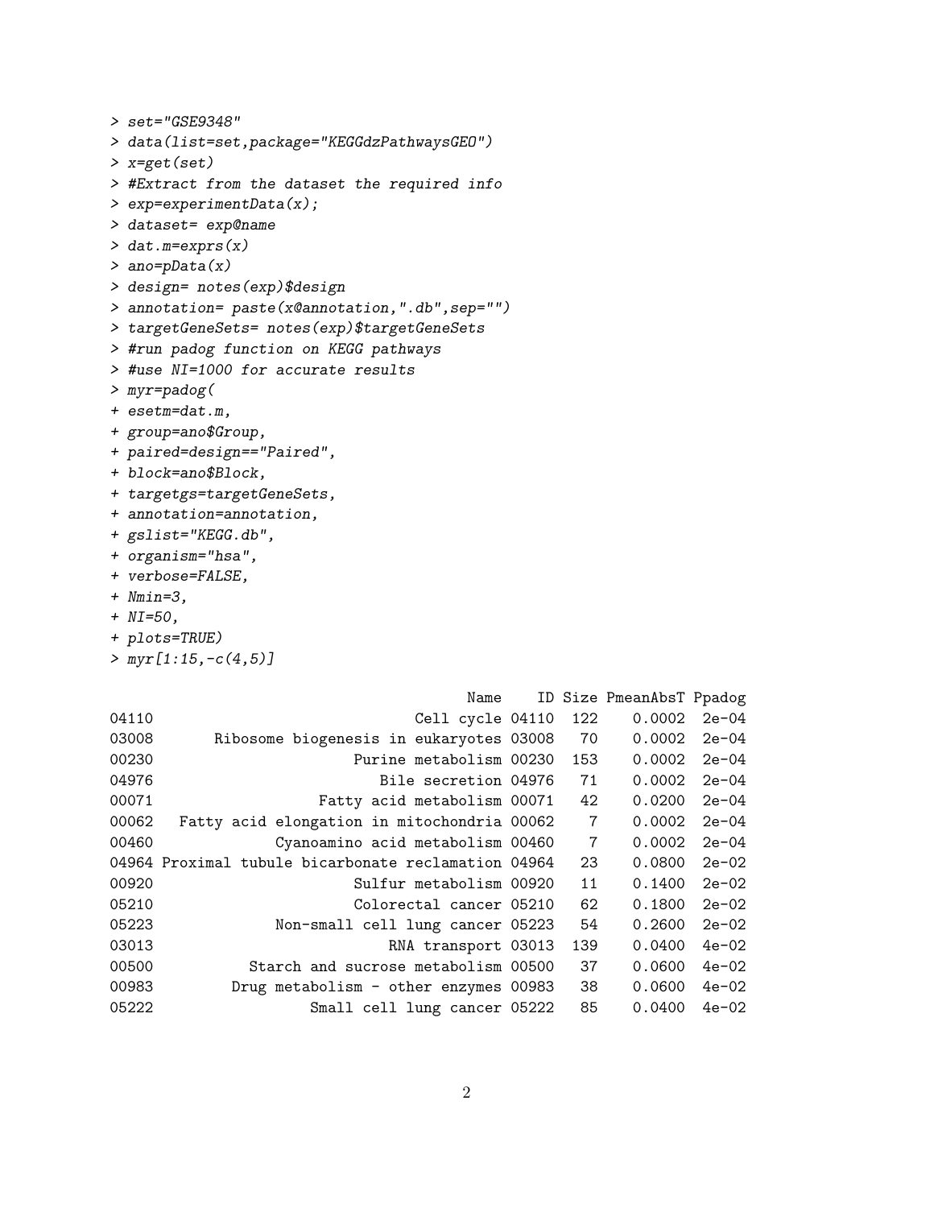```
> set="GSE9348"
> data(list=set,package="KEGGdzPathwaysGEO")
> x=get(set)
> #Extract from the dataset the required info
> exp=experimentData(x);
> dataset= exp@name
> dat.m=exprs(x)
> ano=pData(x)
> design= notes(exp)$design
> annotation= paste(x@annotation,".db",sep="")
> targetGeneSets= notes(exp)$targetGeneSets
> #run padog function on KEGG pathways
> #use NI=1000 for accurate results
> myr=padog(
+ esetm=dat.m,
+ group=ano$Group,
+ paired=design=="Paired",
+ block=ano$Block,
+ targetgs=targetGeneSets,
+ annotation=annotation,
+ gslist="KEGG.db",
+ organism="hsa",
+ verbose=FALSE,
+ Nmin=3,
+ NI=50,
+ plots=TRUE)
> myr[1:15,-c(4,5)]
```

```
                                       Name    ID Size PmeanAbsT Ppadog
04110                            Cell cycle 04110  122    0.0002  2e-04
03008        Ribosome biogenesis in eukaryotes 03008   70    0.0002  2e-04
00230                      Purine metabolism 00230  153    0.0002  2e-04
04976                         Bile secretion 04976   71    0.0002  2e-04
00071                  Fatty acid metabolism 00071   42    0.0200  2e-04
00062   Fatty acid elongation in mitochondria 00062    7    0.0002  2e-04
00460             Cyanoamino acid metabolism 00460    7    0.0002  2e-04
04964 Proximal tubule bicarbonate reclamation 04964   23    0.0800  2e-02
00920                      Sulfur metabolism 00920   11    0.1400  2e-02
05210                      Colorectal cancer 05210   62    0.1800  2e-02
05223             Non-small cell lung cancer 05223   54    0.2600  2e-02
03013                          RNA transport 03013  139    0.0400  4e-02
00500          Starch and sucrose metabolism 00500   37    0.0600  4e-02
00983        Drug metabolism - other enzymes 00983   38    0.0600  4e-02
05222                 Small cell lung cancer 05222   85    0.0400  4e-02
```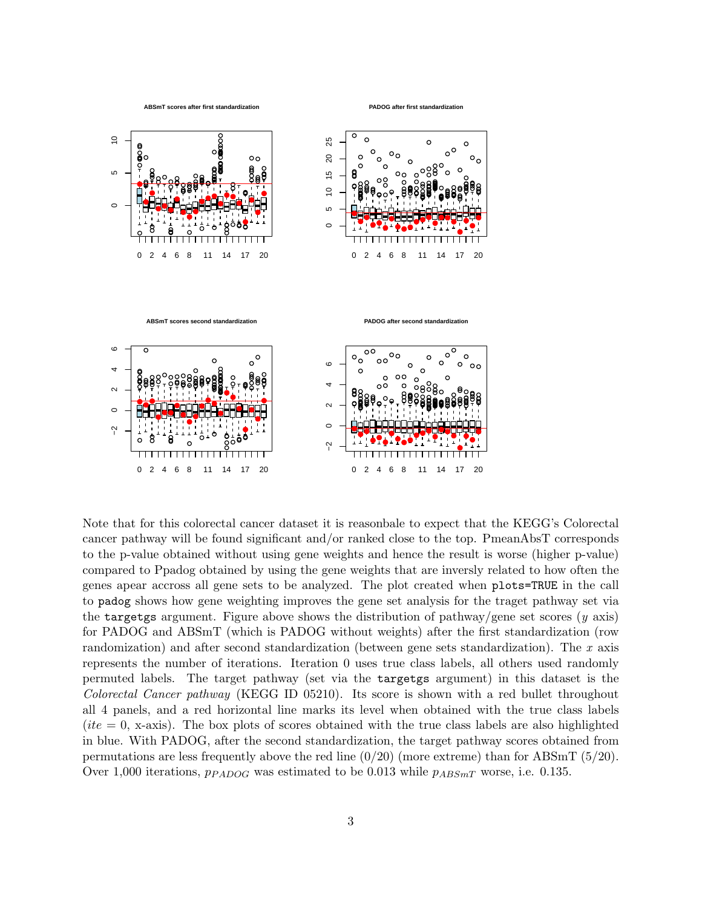Note that for this colorectal cancer dataset it is reasonbale to expect that the KEGG's Colorectal cancer pathway will be found significant and/or ranked close to the top. PmeanAbsT corresponds to the p-value obtained without using gene weights and hence the result is worse (higher p-value) compared to Ppadog obtained by using the gene weights that are inversly related to how often the genes apear accross all gene sets to be analyzed. The plot created when `plots=TRUE` in the call to `padog` shows how gene weighting improves the gene set analysis for the traget pathway set via the `targetgs` argument. Figure above shows the distribution of pathway/gene set scores ($y$ axis) for PADOG and ABSmT (which is PADOG without weights) after the first standardization (row randomization) and after second standardization (between gene sets standardization). The $x$ axis represents the number of iterations. Iteration 0 uses true class labels, all others used randomly permuted labels. The target pathway (set via the `targetgs` argument) in this dataset is the *Colorectal Cancer pathway* (KEGG ID 05210). Its score is shown with a red bullet throughout all 4 panels, and a red horizontal line marks its level when obtained with the true class labels ($ite = 0$, x-axis). The box plots of scores obtained with the true class labels are also highlighted in blue. With PADOG, after the second standardization, the target pathway scores obtained from permutations are less frequently above the red line (0/20) (more extreme) than for ABSmT (5/20). Over 1,000 iterations, $p_{PADOG}$ was estimated to be 0.013 while $p_{ABSmT}$ worse, i.e. 0.135.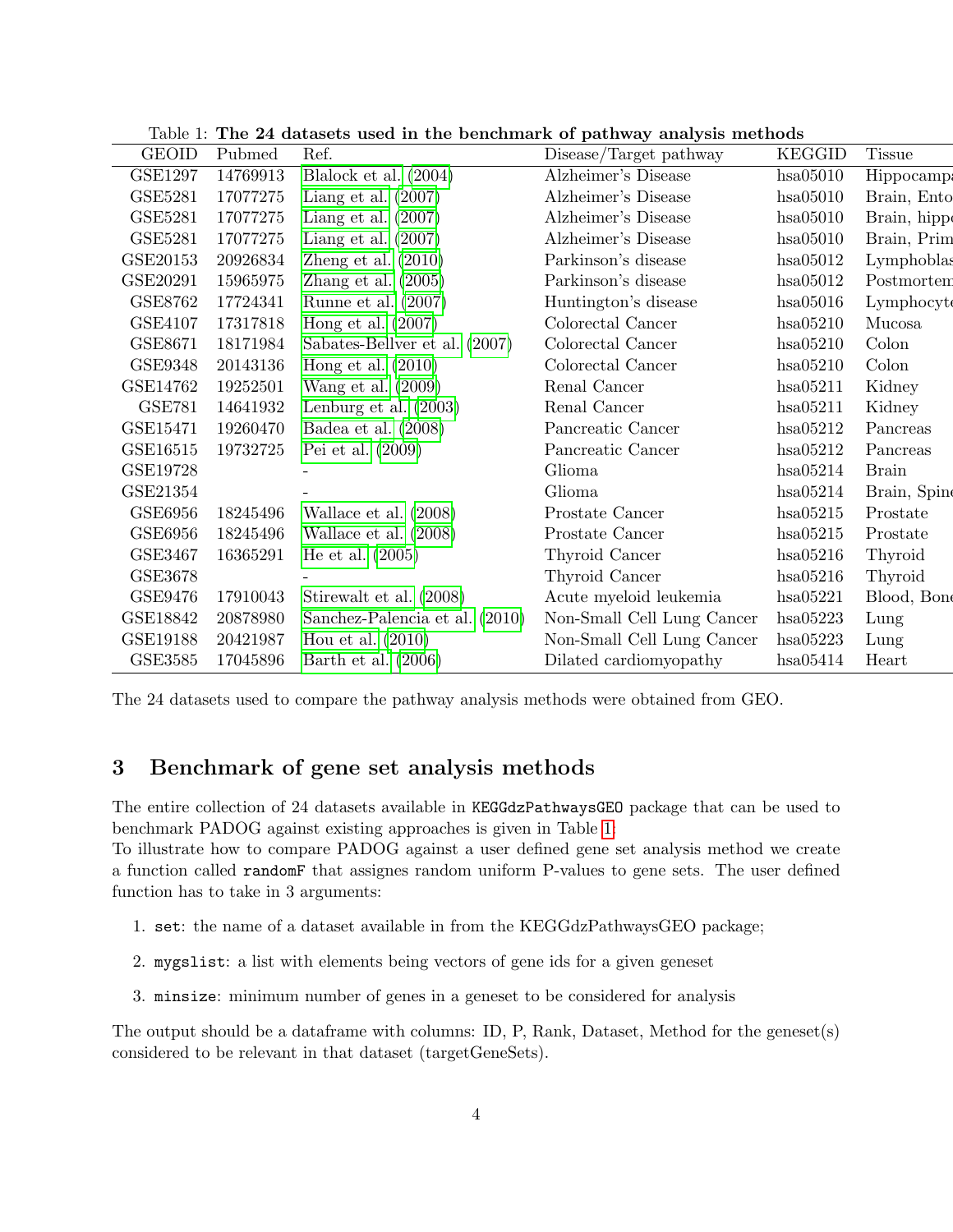Table 1: **The 24 datasets used in the benchmark of pathway analysis methods**

| GEOID | Pubmed | Ref. | Disease/Target pathway | KEGGID | Tissue |
|---|---|---|---|---|---|
| GSE1297 | 14769913 | Blalock et al. (2004) | Alzheimer's Disease | hsa05010 | Hippocamp |
| GSE5281 | 17077275 | Liang et al. (2007) | Alzheimer's Disease | hsa05010 | Brain, Ento |
| GSE5281 | 17077275 | Liang et al. (2007) | Alzheimer's Disease | hsa05010 | Brain, hipp |
| GSE5281 | 17077275 | Liang et al. (2007) | Alzheimer's Disease | hsa05010 | Brain, Prim |
| GSE20153 | 20926834 | Zheng et al. (2010) | Parkinson's disease | hsa05012 | Lymphobla |
| GSE20291 | 15965975 | Zhang et al. (2005) | Parkinson's disease | hsa05012 | Postmorten |
| GSE8762 | 17724341 | Runne et al. (2007) | Huntington's disease | hsa05016 | Lymphocyt |
| GSE4107 | 17317818 | Hong et al. (2007) | Colorectal Cancer | hsa05210 | Mucosa |
| GSE8671 | 18171984 | Sabates-Bellver et al. (2007) | Colorectal Cancer | hsa05210 | Colon |
| GSE9348 | 20143136 | Hong et al. (2010) | Colorectal Cancer | hsa05210 | Colon |
| GSE14762 | 19252501 | Wang et al. (2009) | Renal Cancer | hsa05211 | Kidney |
| GSE781 | 14641932 | Lenburg et al. (2003) | Renal Cancer | hsa05211 | Kidney |
| GSE15471 | 19260470 | Badea et al. (2008) | Pancreatic Cancer | hsa05212 | Pancreas |
| GSE16515 | 19732725 | Pei et al. (2009) | Pancreatic Cancer | hsa05212 | Pancreas |
| GSE19728 | | - | Glioma | hsa05214 | Brain |
| GSE21354 | | - | Glioma | hsa05214 | Brain, Spin |
| GSE6956 | 18245496 | Wallace et al. (2008) | Prostate Cancer | hsa05215 | Prostate |
| GSE6956 | 18245496 | Wallace et al. (2008) | Prostate Cancer | hsa05215 | Prostate |
| GSE3467 | 16365291 | He et al. (2005) | Thyroid Cancer | hsa05216 | Thyroid |
| GSE3678 | | - | Thyroid Cancer | hsa05216 | Thyroid |
| GSE9476 | 17910043 | Stirewalt et al. (2008) | Acute myeloid leukemia | hsa05221 | Blood, Bon |
| GSE18842 | 20878980 | Sanchez-Palencia et al. (2010) | Non-Small Cell Lung Cancer | hsa05223 | Lung |
| GSE19188 | 20421987 | Hou et al. (2010) | Non-Small Cell Lung Cancer | hsa05223 | Lung |
| GSE3585 | 17045896 | Barth et al. (2006) | Dilated cardiomyopathy | hsa05414 | Heart |

The 24 datasets used to compare the pathway analysis methods were obtained from GEO.

# 3 Benchmark of gene set analysis methods

The entire collection of 24 datasets available in KEGGdzPathwaysGEO package that can be used to benchmark PADOG against existing approaches is given in Table 1.
To illustrate how to compare PADOG against a user defined gene set analysis method we create a function called randomF that assignes random uniform P-values to gene sets. The user defined function has to take in 3 arguments:

1. set: the name of a dataset available in from the KEGGdzPathwaysGEO package;
2. mygslist: a list with elements being vectors of gene ids for a given geneset
3. minsize: minimum number of genes in a geneset to be considered for analysis

The output should be a dataframe with columns: ID, P, Rank, Dataset, Method for the geneset(s) considered to be relevant in that dataset (targetGeneSets).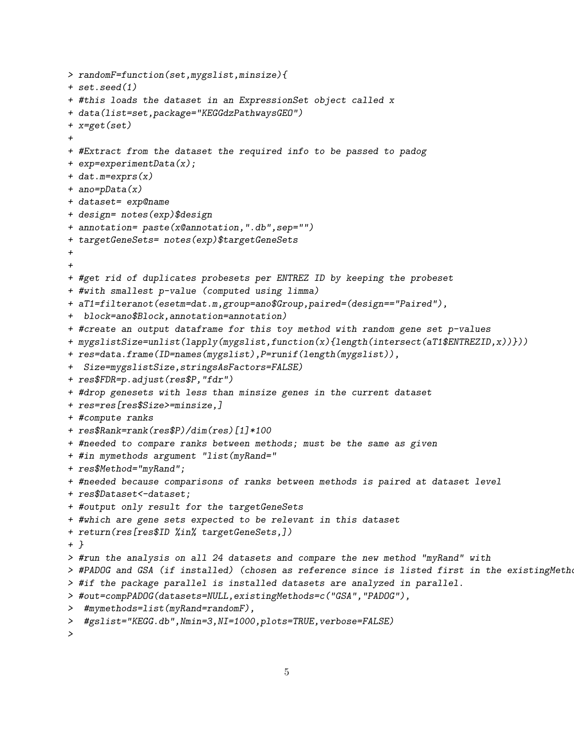```
> randomF=function(set,mygslist,minsize){
+ set.seed(1)
+ #this loads the dataset in an ExpressionSet object called x
+ data(list=set,package="KEGGdzPathwaysGEO")
+ x=get(set)
+
+ #Extract from the dataset the required info to be passed to padog
+ exp=experimentData(x);
+ dat.m=exprs(x)
+ ano=pData(x)
+ dataset= exp@name
+ design= notes(exp)$design
+ annotation= paste(x@annotation,".db",sep="")
+ targetGeneSets= notes(exp)$targetGeneSets
+
+
+ #get rid of duplicates probesets per ENTREZ ID by keeping the probeset
+ #with smallest p-value (computed using limma)
+ aT1=filteranot(esetm=dat.m,group=ano$Group,paired=(design=="Paired"),
+  block=ano$Block,annotation=annotation)
+ #create an output dataframe for this toy method with random gene set p-values
+ mygslistSize=unlist(lapply(mygslist,function(x){length(intersect(aT1$ENTREZID,x))}))
+ res=data.frame(ID=names(mygslist),P=runif(length(mygslist)),
+  Size=mygslistSize,stringsAsFactors=FALSE)
+ res$FDR=p.adjust(res$P,"fdr")
+ #drop genesets with less than minsize genes in the current dataset
+ res=res[res$Size>=minsize,]
+ #compute ranks
+ res$Rank=rank(res$P)/dim(res)[1]*100
+ #needed to compare ranks between methods; must be the same as given
+ #in mymethods argument "list(myRand="
+ res$Method="myRand";
+ #needed because comparisons of ranks between methods is paired at dataset level
+ res$Dataset<-dataset;
+ #output only result for the targetGeneSets
+ #which are gene sets expected to be relevant in this dataset
+ return(res[res$ID %in% targetGeneSets,])
+ }
> #run the analysis on all 24 datasets and compare the new method "myRand" with
> #PADOG and GSA (if installed) (chosen as reference since is listed first in the existingMetho
> #if the package parallel is installed datasets are analyzed in parallel.
> #out=compPADOG(datasets=NULL,existingMethods=c("GSA","PADOG"),
>  #mymethods=list(myRand=randomF),
>  #gslist="KEGG.db",Nmin=3,NI=1000,plots=TRUE,verbose=FALSE)
>
```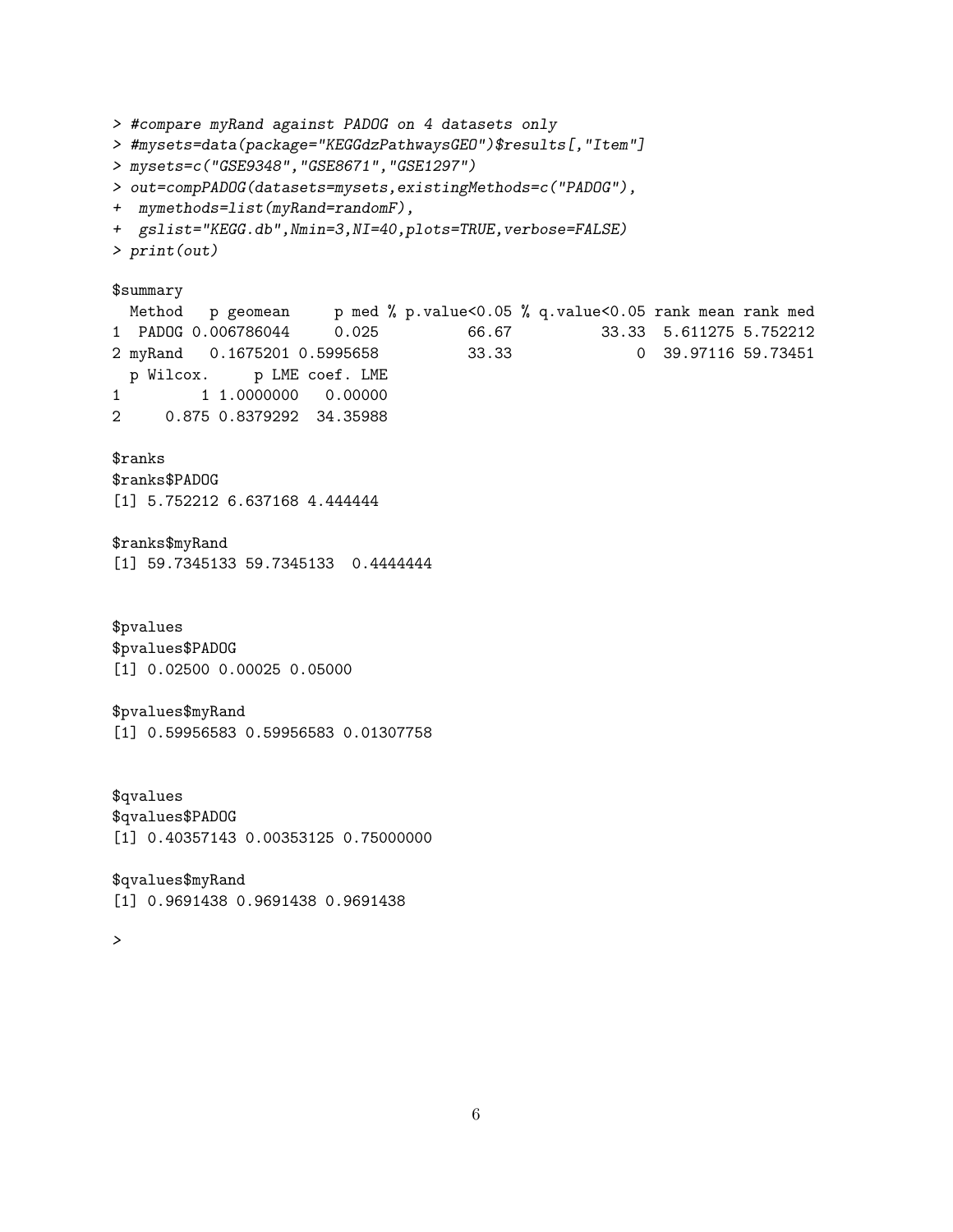```
> #compare myRand against PADOG on 4 datasets only
> #mysets=data(package="KEGGdzPathwaysGEO")$results[,"Item"]
> mysets=c("GSE9348","GSE8671","GSE1297")
> out=compPADOG(datasets=mysets,existingMethods=c("PADOG"),
+  mymethods=list(myRand=randomF),
+  gslist="KEGG.db",Nmin=3,NI=40,plots=TRUE,verbose=FALSE)
> print(out)

$summary
  Method   p geomean     p med % p.value<0.05 % q.value<0.05 rank mean rank med
1  PADOG 0.006786044     0.025          66.67          33.33  5.611275 5.752212
2 myRand   0.1675201 0.5995658          33.33              0  39.97116 59.73451
  p Wilcox.     p LME coef. LME
1         1 1.0000000   0.00000
2     0.875 0.8379292  34.35988

$ranks
$ranks$PADOG
[1] 5.752212 6.637168 4.444444

$ranks$myRand
[1] 59.7345133 59.7345133  0.4444444


$pvalues
$pvalues$PADOG
[1] 0.02500 0.00025 0.05000

$pvalues$myRand
[1] 0.59956583 0.59956583 0.01307758


$qvalues
$qvalues$PADOG
[1] 0.40357143 0.00353125 0.75000000

$qvalues$myRand
[1] 0.9691438 0.9691438 0.9691438

>
```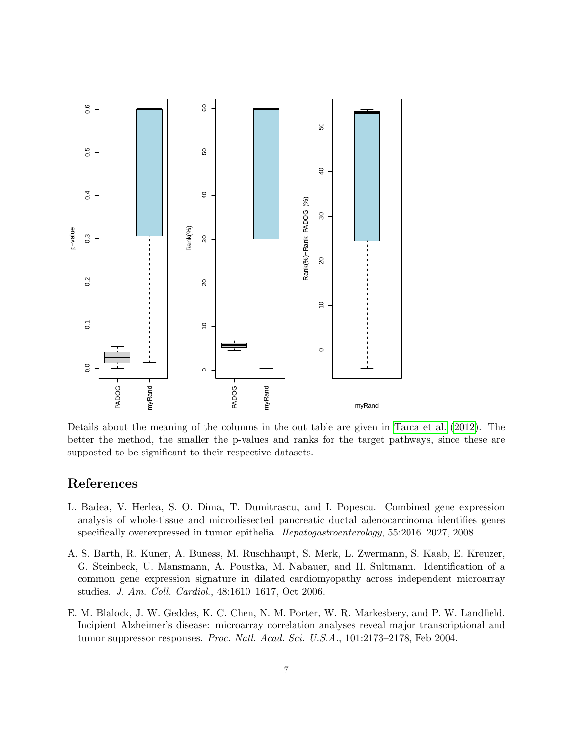Details about the meaning of the columns in the out table are given in Tarca et al. (2012). The better the method, the smaller the p-values and ranks for the target pathways, since these are suppposted to be significant to their respective datasets.

# References

L. Badea, V. Herlea, S. O. Dima, T. Dumitrascu, and I. Popescu. Combined gene expression analysis of whole-tissue and microdissected pancreatic ductal adenocarcinoma identifies genes specifically overexpressed in tumor epithelia. *Hepatogastroenterology*, 55:2016–2027, 2008.

A. S. Barth, R. Kuner, A. Buness, M. Ruschhaupt, S. Merk, L. Zwermann, S. Kaab, E. Kreuzer, G. Steinbeck, U. Mansmann, A. Poustka, M. Nabauer, and H. Sultmann. Identification of a common gene expression signature in dilated cardiomyopathy across independent microarray studies. *J. Am. Coll. Cardiol.*, 48:1610–1617, Oct 2006.

E. M. Blalock, J. W. Geddes, K. C. Chen, N. M. Porter, W. R. Markesbery, and P. W. Landfield. Incipient Alzheimer's disease: microarray correlation analyses reveal major transcriptional and tumor suppressor responses. *Proc. Natl. Acad. Sci. U.S.A.*, 101:2173–2178, Feb 2004.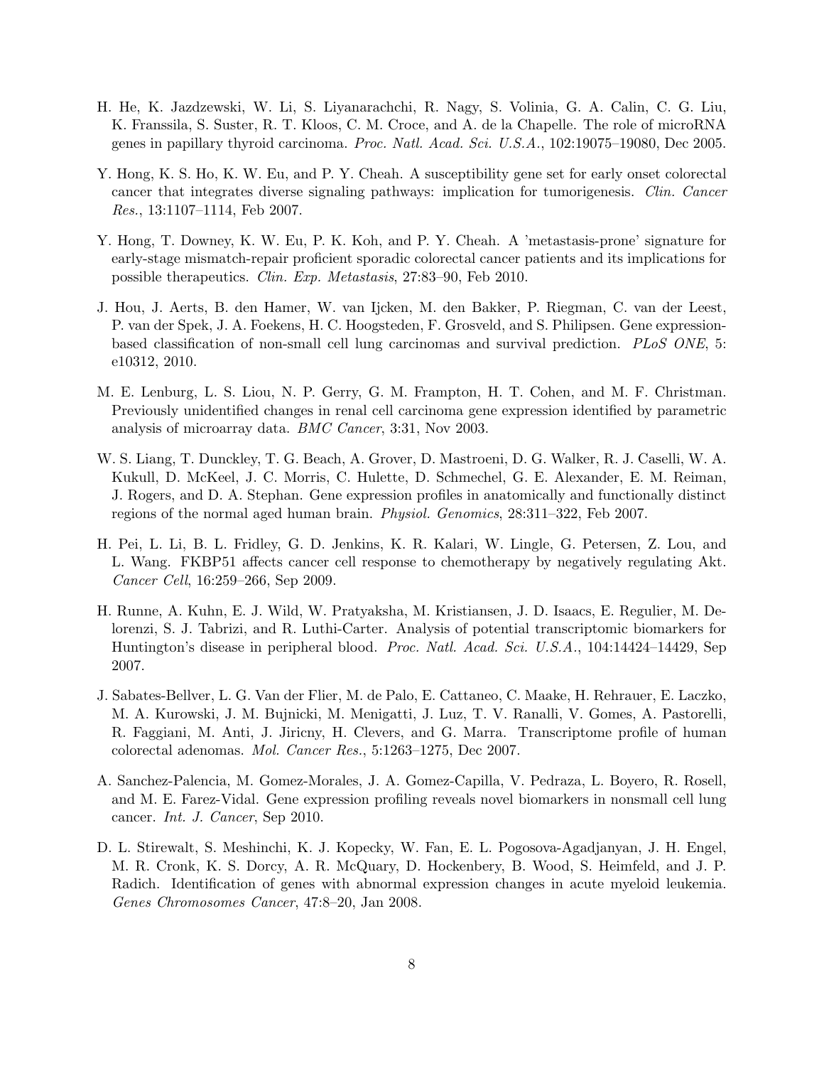H. He, K. Jazdzewski, W. Li, S. Liyanarachchi, R. Nagy, S. Volinia, G. A. Calin, C. G. Liu, K. Franssila, S. Suster, R. T. Kloos, C. M. Croce, and A. de la Chapelle. The role of microRNA genes in papillary thyroid carcinoma. *Proc. Natl. Acad. Sci. U.S.A.*, 102:19075–19080, Dec 2005.

Y. Hong, K. S. Ho, K. W. Eu, and P. Y. Cheah. A susceptibility gene set for early onset colorectal cancer that integrates diverse signaling pathways: implication for tumorigenesis. *Clin. Cancer Res.*, 13:1107–1114, Feb 2007.

Y. Hong, T. Downey, K. W. Eu, P. K. Koh, and P. Y. Cheah. A 'metastasis-prone' signature for early-stage mismatch-repair proficient sporadic colorectal cancer patients and its implications for possible therapeutics. *Clin. Exp. Metastasis*, 27:83–90, Feb 2010.

J. Hou, J. Aerts, B. den Hamer, W. van Ijcken, M. den Bakker, P. Riegman, C. van der Leest, P. van der Spek, J. A. Foekens, H. C. Hoogsteden, F. Grosveld, and S. Philipsen. Gene expression-based classification of non-small cell lung carcinomas and survival prediction. *PLoS ONE*, 5: e10312, 2010.

M. E. Lenburg, L. S. Liou, N. P. Gerry, G. M. Frampton, H. T. Cohen, and M. F. Christman. Previously unidentified changes in renal cell carcinoma gene expression identified by parametric analysis of microarray data. *BMC Cancer*, 3:31, Nov 2003.

W. S. Liang, T. Dunckley, T. G. Beach, A. Grover, D. Mastroeni, D. G. Walker, R. J. Caselli, W. A. Kukull, D. McKeel, J. C. Morris, C. Hulette, D. Schmechel, G. E. Alexander, E. M. Reiman, J. Rogers, and D. A. Stephan. Gene expression profiles in anatomically and functionally distinct regions of the normal aged human brain. *Physiol. Genomics*, 28:311–322, Feb 2007.

H. Pei, L. Li, B. L. Fridley, G. D. Jenkins, K. R. Kalari, W. Lingle, G. Petersen, Z. Lou, and L. Wang. FKBP51 affects cancer cell response to chemotherapy by negatively regulating Akt. *Cancer Cell*, 16:259–266, Sep 2009.

H. Runne, A. Kuhn, E. J. Wild, W. Pratyaksha, M. Kristiansen, J. D. Isaacs, E. Regulier, M. Delorenzi, S. J. Tabrizi, and R. Luthi-Carter. Analysis of potential transcriptomic biomarkers for Huntington's disease in peripheral blood. *Proc. Natl. Acad. Sci. U.S.A.*, 104:14424–14429, Sep 2007.

J. Sabates-Bellver, L. G. Van der Flier, M. de Palo, E. Cattaneo, C. Maake, H. Rehrauer, E. Laczko, M. A. Kurowski, J. M. Bujnicki, M. Menigatti, J. Luz, T. V. Ranalli, V. Gomes, A. Pastorelli, R. Faggiani, M. Anti, J. Jiricny, H. Clevers, and G. Marra. Transcriptome profile of human colorectal adenomas. *Mol. Cancer Res.*, 5:1263–1275, Dec 2007.

A. Sanchez-Palencia, M. Gomez-Morales, J. A. Gomez-Capilla, V. Pedraza, L. Boyero, R. Rosell, and M. E. Farez-Vidal. Gene expression profiling reveals novel biomarkers in nonsmall cell lung cancer. *Int. J. Cancer*, Sep 2010.

D. L. Stirewalt, S. Meshinchi, K. J. Kopecky, W. Fan, E. L. Pogosova-Agadjanyan, J. H. Engel, M. R. Cronk, K. S. Dorcy, A. R. McQuary, D. Hockenbery, B. Wood, S. Heimfeld, and J. P. Radich. Identification of genes with abnormal expression changes in acute myeloid leukemia. *Genes Chromosomes Cancer*, 47:8–20, Jan 2008.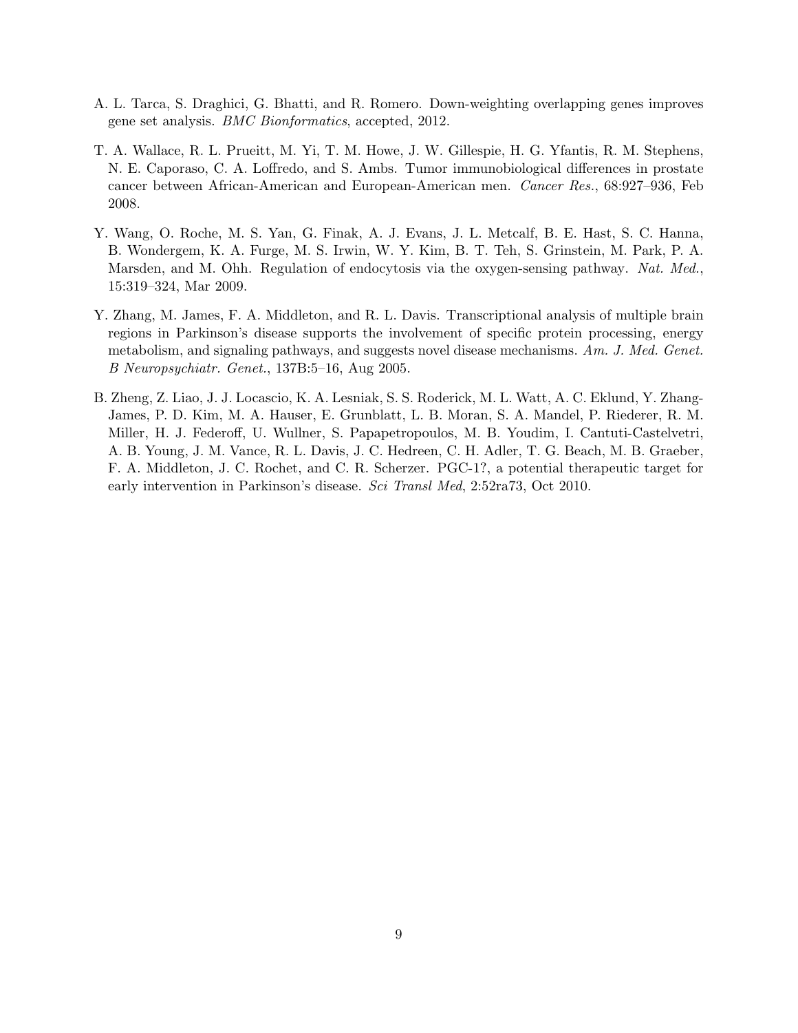A. L. Tarca, S. Draghici, G. Bhatti, and R. Romero. Down-weighting overlapping genes improves gene set analysis. *BMC Bionformatics*, accepted, 2012.

T. A. Wallace, R. L. Prueitt, M. Yi, T. M. Howe, J. W. Gillespie, H. G. Yfantis, R. M. Stephens, N. E. Caporaso, C. A. Loffredo, and S. Ambs. Tumor immunobiological differences in prostate cancer between African-American and European-American men. *Cancer Res.*, 68:927–936, Feb 2008.

Y. Wang, O. Roche, M. S. Yan, G. Finak, A. J. Evans, J. L. Metcalf, B. E. Hast, S. C. Hanna, B. Wondergem, K. A. Furge, M. S. Irwin, W. Y. Kim, B. T. Teh, S. Grinstein, M. Park, P. A. Marsden, and M. Ohh. Regulation of endocytosis via the oxygen-sensing pathway. *Nat. Med.*, 15:319–324, Mar 2009.

Y. Zhang, M. James, F. A. Middleton, and R. L. Davis. Transcriptional analysis of multiple brain regions in Parkinson's disease supports the involvement of specific protein processing, energy metabolism, and signaling pathways, and suggests novel disease mechanisms. *Am. J. Med. Genet. B Neuropsychiatr. Genet.*, 137B:5–16, Aug 2005.

B. Zheng, Z. Liao, J. J. Locascio, K. A. Lesniak, S. S. Roderick, M. L. Watt, A. C. Eklund, Y. Zhang-James, P. D. Kim, M. A. Hauser, E. Grunblatt, L. B. Moran, S. A. Mandel, P. Riederer, R. M. Miller, H. J. Federoff, U. Wullner, S. Papapetropoulos, M. B. Youdim, I. Cantuti-Castelvetri, A. B. Young, J. M. Vance, R. L. Davis, J. C. Hedreen, C. H. Adler, T. G. Beach, M. B. Graeber, F. A. Middleton, J. C. Rochet, and C. R. Scherzer. PGC-1?, a potential therapeutic target for early intervention in Parkinson's disease. *Sci Transl Med*, 2:52ra73, Oct 2010.